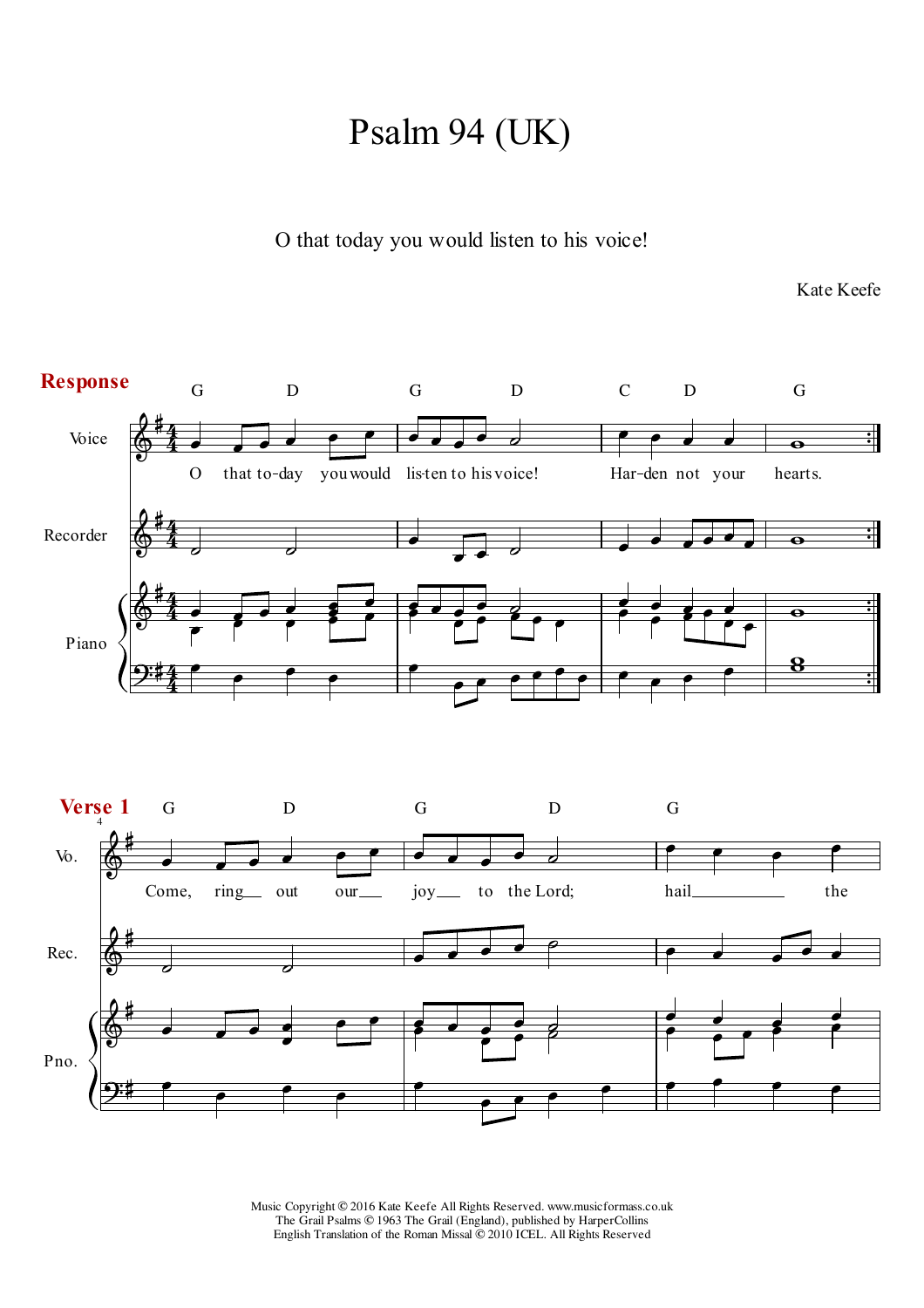# Psalm 94 (UK)

O that today you would listen to his voice!

Kate Keefe

**Response**

G D G D C D G

O that to-day you would lis-ten to his voice! Har-den not your hearts.

Voice / Recorder / Piano

**Verse 1**

G D G D G

Come, ring out our joy to the Lord; hail the

Vo. / Rec. / Pno.

Music Copyright © 2016 Kate Keefe All Rights Reserved. www.musicformass.co.uk
The Grail Psalms © 1963 The Grail (England), published by HarperCollins
English Translation of the Roman Missal © 2010 ICEL. All Rights Reserved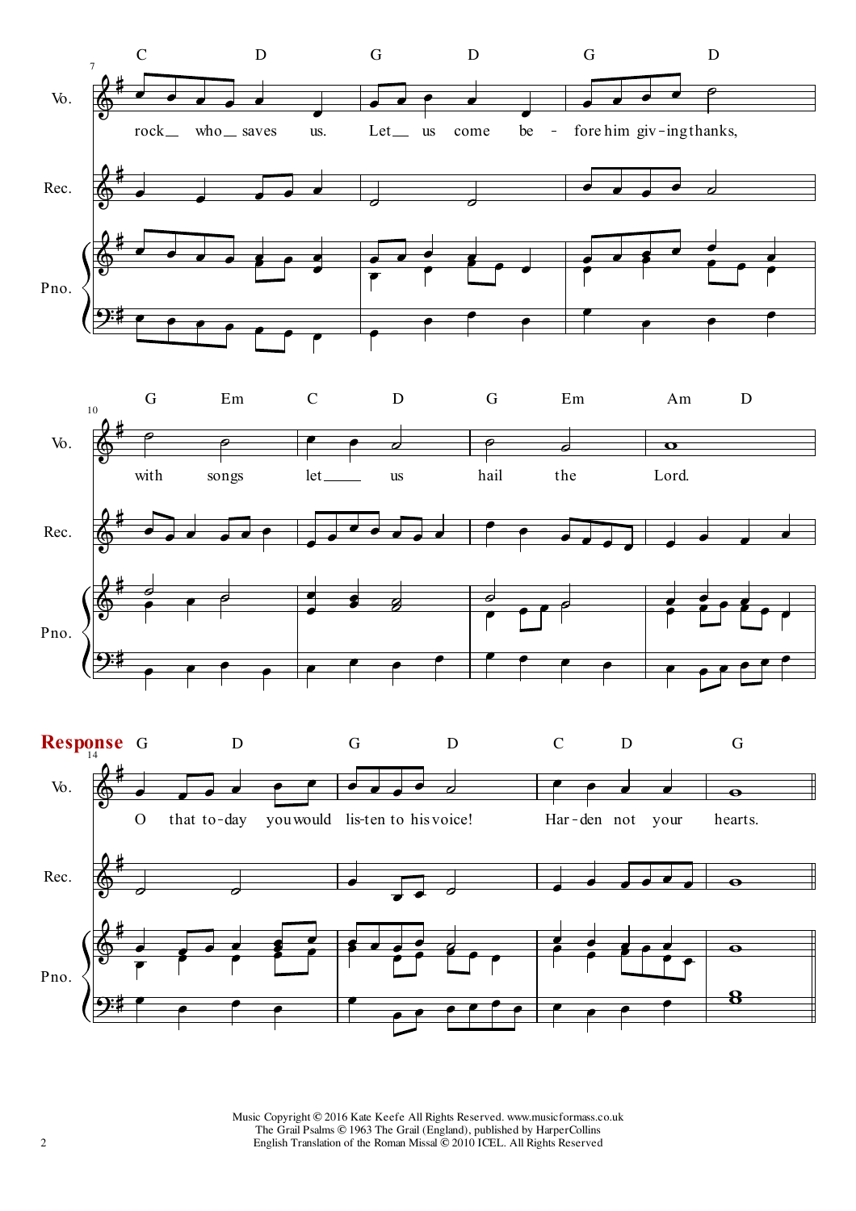**Response**

Music Copyright © 2016 Kate Keefe All Rights Reserved. www.musicformass.co.uk
The Grail Psalms © 1963 The Grail (England), published by HarperCollins
English Translation of the Roman Missal © 2010 ICEL. All Rights Reserved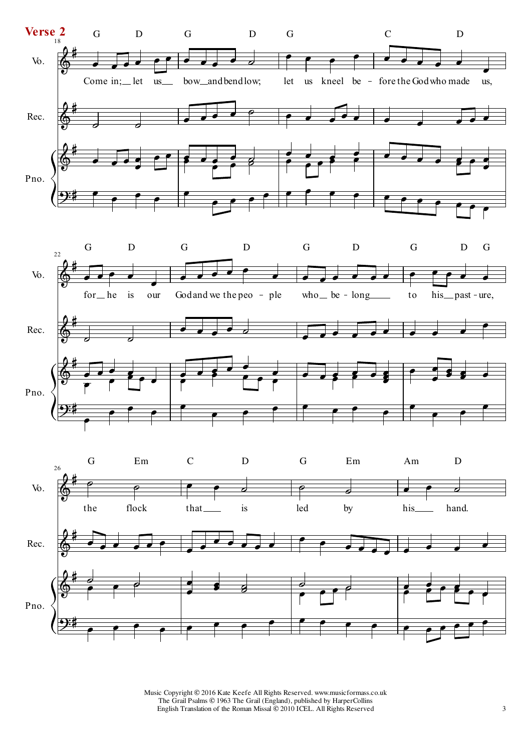**Verse 2**

Come in; let us bow and bend low; let us kneel before the God who made us,

for he is our God and we the people who belong to his pasture,

the flock that is led by his hand.

Music Copyright © 2016 Kate Keefe All Rights Reserved. www.musicformass.co.uk
The Grail Psalms © 1963 The Grail (England), published by HarperCollins
English Translation of the Roman Missal © 2010 ICEL. All Rights Reserved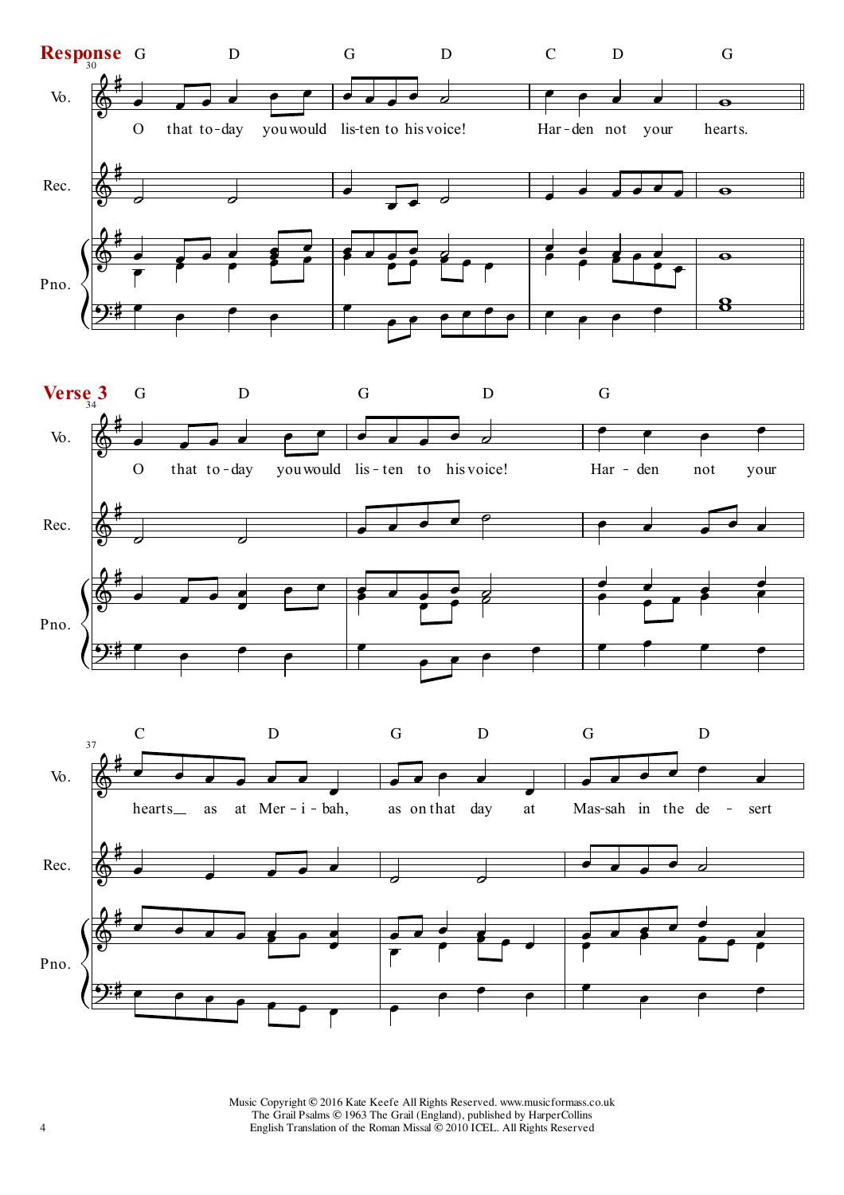**Response**

G D G D C D G

O that to-day you would lis-ten to his voice! Har-den not your hearts.

**Verse 3**

G D G D G

O that to-day you would lis-ten to his voice! Har - den not your

C D G D G D

hearts__ as at Mer - i - bah, as on that day at Mas-sah in the de - sert

Music Copyright © 2016 Kate Keefe All Rights Reserved. www.musicformass.co.uk
The Grail Psalms © 1963 The Grail (England), published by HarperCollins
English Translation of the Roman Missal © 2010 ICEL. All Rights Reserved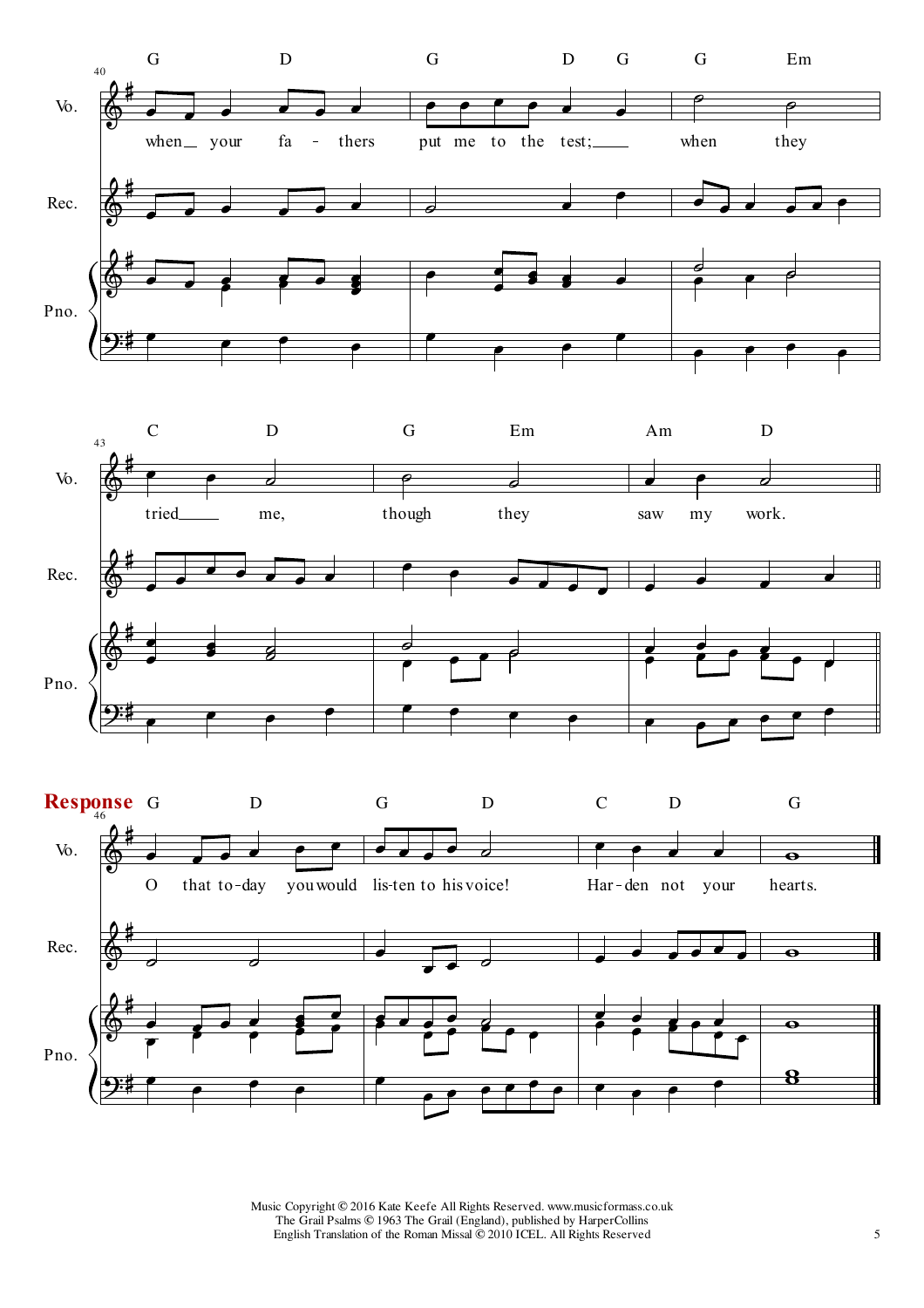**Response**

Music Copyright © 2016 Kate Keefe All Rights Reserved. www.musicformass.co.uk
The Grail Psalms © 1963 The Grail (England), published by HarperCollins
English Translation of the Roman Missal © 2010 ICEL. All Rights Reserved